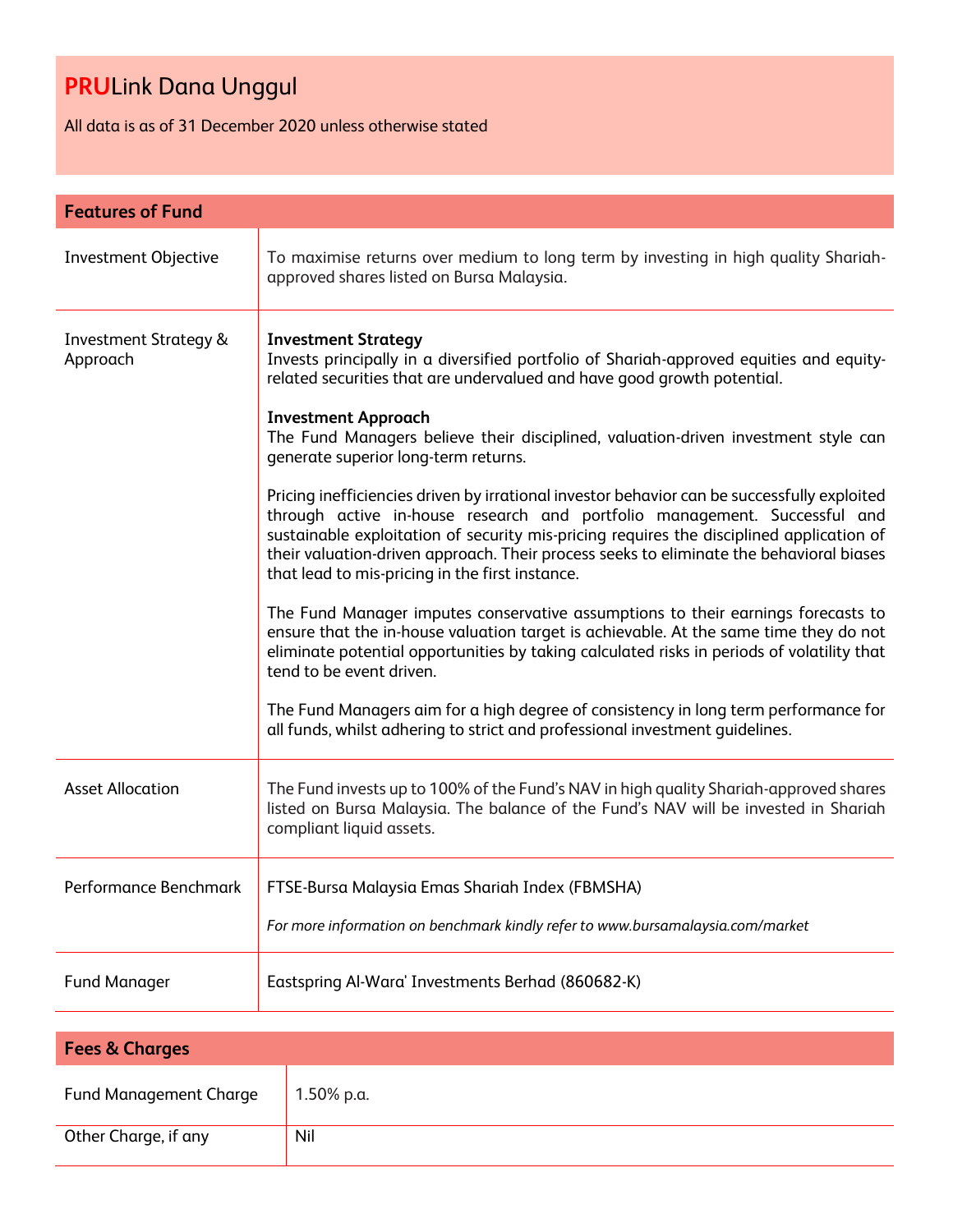# **PRU**Link Dana Unggul

All data is as of 31 December 2020 unless otherwise stated

## Features of Fund

| | |
|---|---|
| Investment Objective | To maximise returns over medium to long term by investing in high quality Shariah-approved shares listed on Bursa Malaysia. |
| Investment Strategy & Approach | **Investment Strategy**<br>Invests principally in a diversified portfolio of Shariah-approved equities and equity-related securities that are undervalued and have good growth potential.<br><br>**Investment Approach**<br>The Fund Managers believe their disciplined, valuation-driven investment style can generate superior long-term returns.<br><br>Pricing inefficiencies driven by irrational investor behavior can be successfully exploited through active in-house research and portfolio management. Successful and sustainable exploitation of security mis-pricing requires the disciplined application of their valuation-driven approach. Their process seeks to eliminate the behavioral biases that lead to mis-pricing in the first instance.<br><br>The Fund Manager imputes conservative assumptions to their earnings forecasts to ensure that the in-house valuation target is achievable. At the same time they do not eliminate potential opportunities by taking calculated risks in periods of volatility that tend to be event driven.<br><br>The Fund Managers aim for a high degree of consistency in long term performance for all funds, whilst adhering to strict and professional investment guidelines. |
| Asset Allocation | The Fund invests up to 100% of the Fund's NAV in high quality Shariah-approved shares listed on Bursa Malaysia. The balance of the Fund's NAV will be invested in Shariah compliant liquid assets. |
| Performance Benchmark | FTSE-Bursa Malaysia Emas Shariah Index (FBMSHA)<br><br>*For more information on benchmark kindly refer to www.bursamalaysia.com/market* |
| Fund Manager | Eastspring Al-Wara' Investments Berhad (860682-K) |

## Fees & Charges

| | |
|---|---|
| Fund Management Charge | 1.50% p.a. |
| Other Charge, if any | Nil |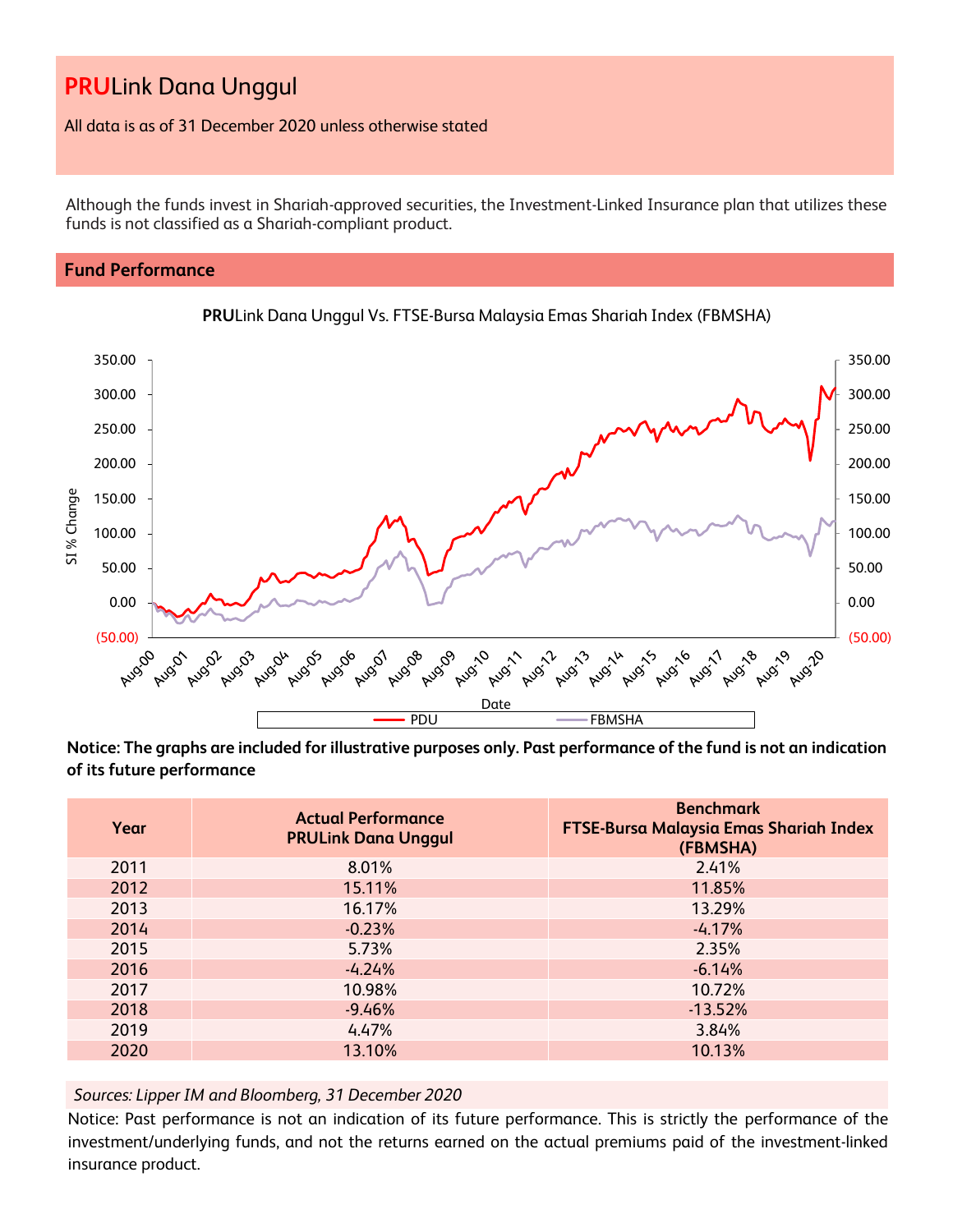# PRULink Dana Unggul

All data is as of 31 December 2020 unless otherwise stated

Although the funds invest in Shariah-approved securities, the Investment-Linked Insurance plan that utilizes these funds is not classified as a Shariah-compliant product.

## Fund Performance

**PRU**Link Dana Unggul Vs. FTSE-Bursa Malaysia Emas Shariah Index (FBMSHA)

**Notice: The graphs are included for illustrative purposes only. Past performance of the fund is not an indication of its future performance**

| Year | Actual Performance PRULink Dana Unggul | Benchmark FTSE-Bursa Malaysia Emas Shariah Index (FBMSHA) |
|---|---|---|
| 2011 | 8.01% | 2.41% |
| 2012 | 15.11% | 11.85% |
| 2013 | 16.17% | 13.29% |
| 2014 | -0.23% | -4.17% |
| 2015 | 5.73% | 2.35% |
| 2016 | -4.24% | -6.14% |
| 2017 | 10.98% | 10.72% |
| 2018 | -9.46% | -13.52% |
| 2019 | 4.47% | 3.84% |
| 2020 | 13.10% | 10.13% |

*Sources: Lipper IM and Bloomberg, 31 December 2020*

Notice: Past performance is not an indication of its future performance. This is strictly the performance of the investment/underlying funds, and not the returns earned on the actual premiums paid of the investment-linked insurance product.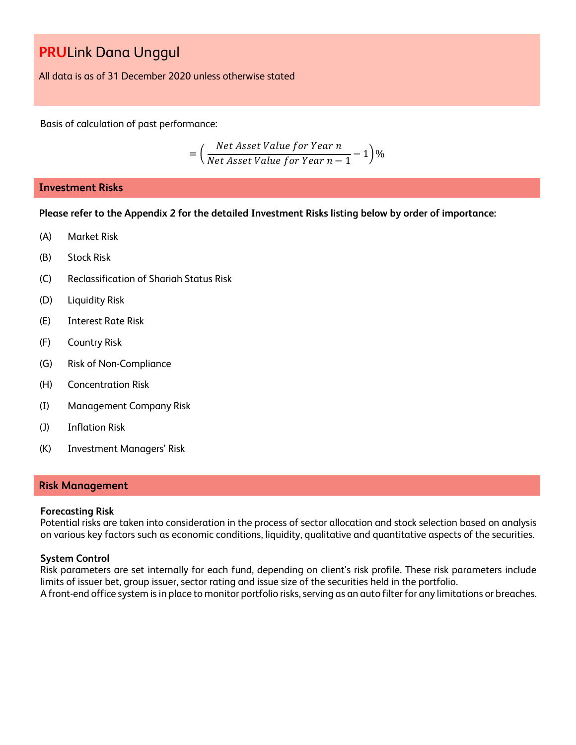# **PRU**Link Dana Unggul

All data is as of 31 December 2020 unless otherwise stated

Basis of calculation of past performance:

$$= \left( \frac{Net\ Asset\ Value\ for\ Year\ n}{Net\ Asset\ Value\ for\ Year\ n-1} - 1 \right) \%$$

## Investment Risks

**Please refer to the Appendix 2 for the detailed Investment Risks listing below by order of importance:**

(A) Market Risk

(B) Stock Risk

(C) Reclassification of Shariah Status Risk

(D) Liquidity Risk

(E) Interest Rate Risk

(F) Country Risk

(G) Risk of Non-Compliance

(H) Concentration Risk

(I) Management Company Risk

(J) Inflation Risk

(K) Investment Managers' Risk

## Risk Management

**Forecasting Risk**
Potential risks are taken into consideration in the process of sector allocation and stock selection based on analysis on various key factors such as economic conditions, liquidity, qualitative and quantitative aspects of the securities.

**System Control**
Risk parameters are set internally for each fund, depending on client's risk profile. These risk parameters include limits of issuer bet, group issuer, sector rating and issue size of the securities held in the portfolio.
A front-end office system is in place to monitor portfolio risks, serving as an auto filter for any limitations or breaches.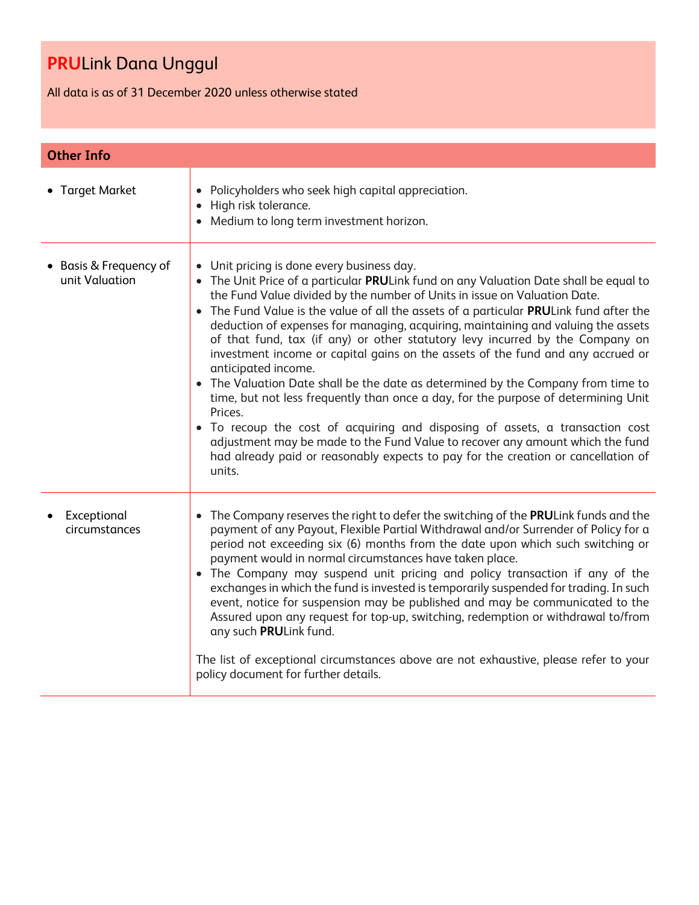# **PRU**Link Dana Unggul

All data is as of 31 December 2020 unless otherwise stated

## Other Info

| | |
|---|---|
| • Target Market | • Policyholders who seek high capital appreciation.<br>• High risk tolerance.<br>• Medium to long term investment horizon. |
| • Basis & Frequency of unit Valuation | • Unit pricing is done every business day.<br>• The Unit Price of a particular **PRU**Link fund on any Valuation Date shall be equal to the Fund Value divided by the number of Units in issue on Valuation Date.<br>• The Fund Value is the value of all the assets of a particular **PRU**Link fund after the deduction of expenses for managing, acquiring, maintaining and valuing the assets of that fund, tax (if any) or other statutory levy incurred by the Company on investment income or capital gains on the assets of the fund and any accrued or anticipated income.<br>• The Valuation Date shall be the date as determined by the Company from time to time, but not less frequently than once a day, for the purpose of determining Unit Prices.<br>• To recoup the cost of acquiring and disposing of assets, a transaction cost adjustment may be made to the Fund Value to recover any amount which the fund had already paid or reasonably expects to pay for the creation or cancellation of units. |
| • Exceptional circumstances | • The Company reserves the right to defer the switching of the **PRU**Link funds and the payment of any Payout, Flexible Partial Withdrawal and/or Surrender of Policy for a period not exceeding six (6) months from the date upon which such switching or payment would in normal circumstances have taken place.<br>• The Company may suspend unit pricing and policy transaction if any of the exchanges in which the fund is invested is temporarily suspended for trading. In such event, notice for suspension may be published and may be communicated to the Assured upon any request for top-up, switching, redemption or withdrawal to/from any such **PRU**Link fund.<br><br>The list of exceptional circumstances above are not exhaustive, please refer to your policy document for further details. |